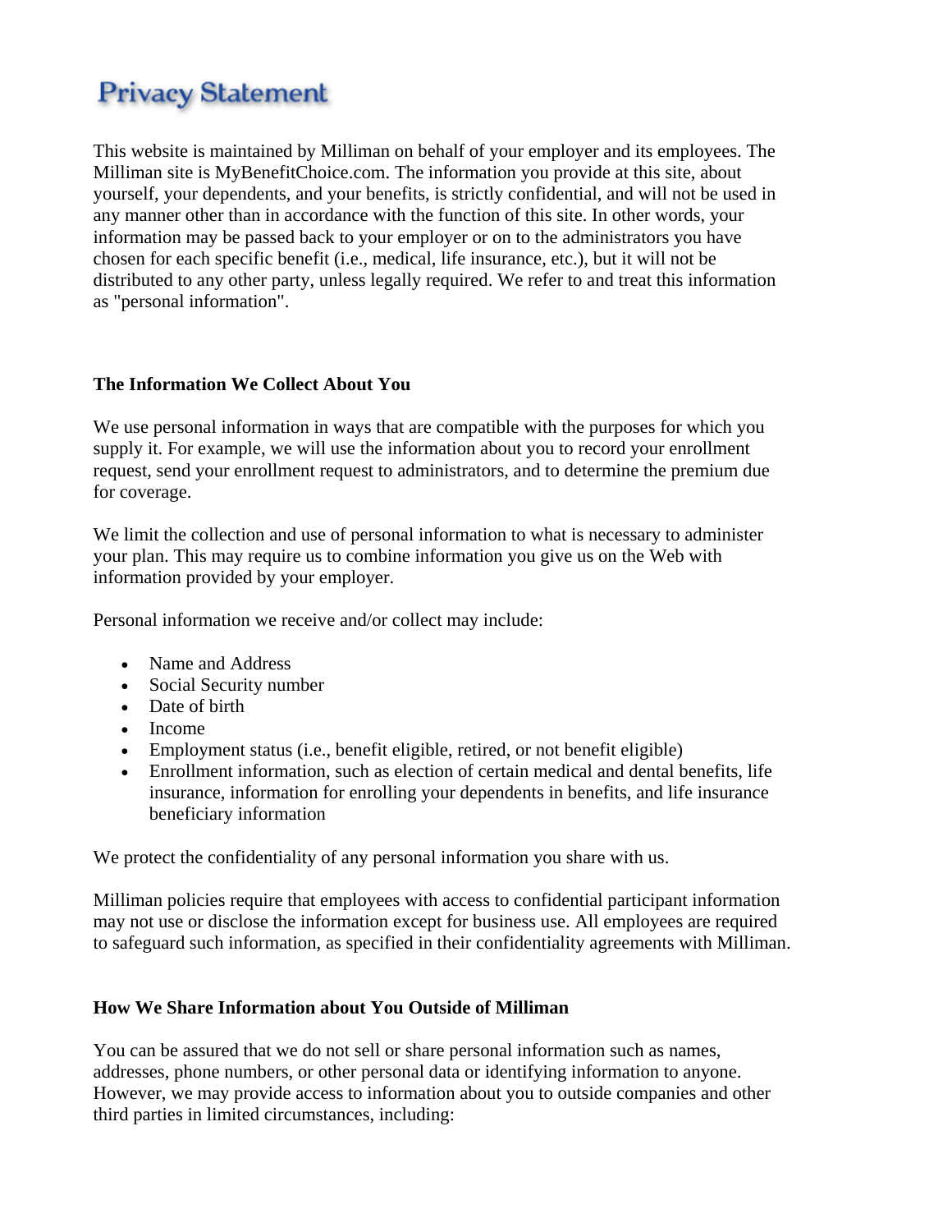# Privacy Statement

This website is maintained by Milliman on behalf of your employer and its employees. The Milliman site is MyBenefitChoice.com. The information you provide at this site, about yourself, your dependents, and your benefits, is strictly confidential, and will not be used in any manner other than in accordance with the function of this site. In other words, your information may be passed back to your employer or on to the administrators you have chosen for each specific benefit (i.e., medical, life insurance, etc.), but it will not be distributed to any other party, unless legally required. We refer to and treat this information as "personal information".

### The Information We Collect About You

We use personal information in ways that are compatible with the purposes for which you supply it. For example, we will use the information about you to record your enrollment request, send your enrollment request to administrators, and to determine the premium due for coverage.

We limit the collection and use of personal information to what is necessary to administer your plan. This may require us to combine information you give us on the Web with information provided by your employer.

Personal information we receive and/or collect may include:

- Name and Address
- Social Security number
- Date of birth
- Income
- Employment status (i.e., benefit eligible, retired, or not benefit eligible)
- Enrollment information, such as election of certain medical and dental benefits, life insurance, information for enrolling your dependents in benefits, and life insurance beneficiary information

We protect the confidentiality of any personal information you share with us.

Milliman policies require that employees with access to confidential participant information may not use or disclose the information except for business use. All employees are required to safeguard such information, as specified in their confidentiality agreements with Milliman.

### How We Share Information about You Outside of Milliman

You can be assured that we do not sell or share personal information such as names, addresses, phone numbers, or other personal data or identifying information to anyone. However, we may provide access to information about you to outside companies and other third parties in limited circumstances, including: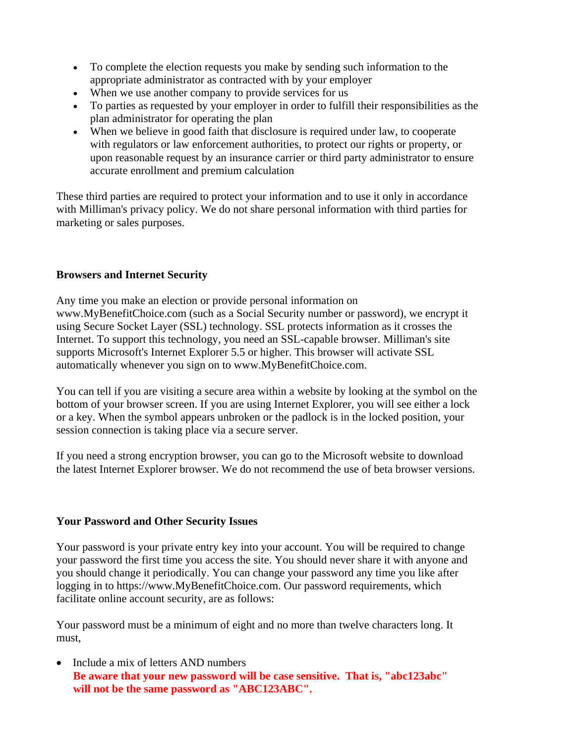- To complete the election requests you make by sending such information to the appropriate administrator as contracted with by your employer
- When we use another company to provide services for us
- To parties as requested by your employer in order to fulfill their responsibilities as the plan administrator for operating the plan
- When we believe in good faith that disclosure is required under law, to cooperate with regulators or law enforcement authorities, to protect our rights or property, or upon reasonable request by an insurance carrier or third party administrator to ensure accurate enrollment and premium calculation

These third parties are required to protect your information and to use it only in accordance with Milliman's privacy policy. We do not share personal information with third parties for marketing or sales purposes.

**Browsers and Internet Security**

Any time you make an election or provide personal information on www.MyBenefitChoice.com (such as a Social Security number or password), we encrypt it using Secure Socket Layer (SSL) technology. SSL protects information as it crosses the Internet. To support this technology, you need an SSL-capable browser. Milliman's site supports Microsoft's Internet Explorer 5.5 or higher. This browser will activate SSL automatically whenever you sign on to www.MyBenefitChoice.com.

You can tell if you are visiting a secure area within a website by looking at the symbol on the bottom of your browser screen. If you are using Internet Explorer, you will see either a lock or a key. When the symbol appears unbroken or the padlock is in the locked position, your session connection is taking place via a secure server.

If you need a strong encryption browser, you can go to the Microsoft website to download the latest Internet Explorer browser. We do not recommend the use of beta browser versions.

**Your Password and Other Security Issues**

Your password is your private entry key into your account. You will be required to change your password the first time you access the site. You should never share it with anyone and you should change it periodically. You can change your password any time you like after logging in to https://www.MyBenefitChoice.com. Our password requirements, which facilitate online account security, are as follows:

Your password must be a minimum of eight and no more than twelve characters long. It must,

- Include a mix of letters AND numbers
  **Be aware that your new password will be case sensitive. That is, "abc123abc" will not be the same password as "ABC123ABC".**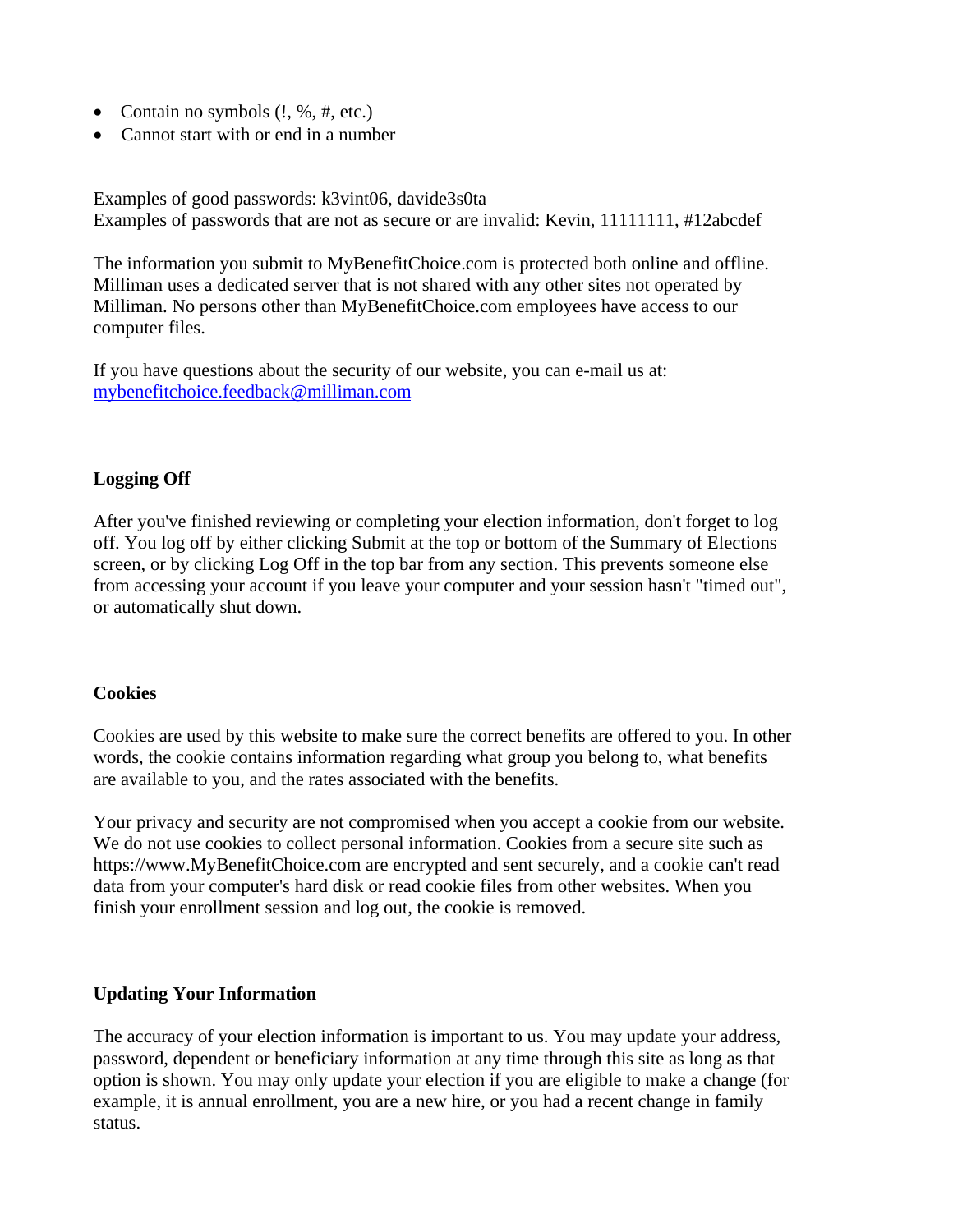- Contain no symbols (!, %, #, etc.)
- Cannot start with or end in a number

Examples of good passwords: k3vint06, davide3s0ta
Examples of passwords that are not as secure or are invalid: Kevin, 11111111, #12abcdef

The information you submit to MyBenefitChoice.com is protected both online and offline. Milliman uses a dedicated server that is not shared with any other sites not operated by Milliman. No persons other than MyBenefitChoice.com employees have access to our computer files.

If you have questions about the security of our website, you can e-mail us at: mybenefitchoice.feedback@milliman.com

### Logging Off

After you've finished reviewing or completing your election information, don't forget to log off. You log off by either clicking Submit at the top or bottom of the Summary of Elections screen, or by clicking Log Off in the top bar from any section. This prevents someone else from accessing your account if you leave your computer and your session hasn't "timed out", or automatically shut down.

### Cookies

Cookies are used by this website to make sure the correct benefits are offered to you. In other words, the cookie contains information regarding what group you belong to, what benefits are available to you, and the rates associated with the benefits.

Your privacy and security are not compromised when you accept a cookie from our website. We do not use cookies to collect personal information. Cookies from a secure site such as https://www.MyBenefitChoice.com are encrypted and sent securely, and a cookie can't read data from your computer's hard disk or read cookie files from other websites. When you finish your enrollment session and log out, the cookie is removed.

### Updating Your Information

The accuracy of your election information is important to us. You may update your address, password, dependent or beneficiary information at any time through this site as long as that option is shown. You may only update your election if you are eligible to make a change (for example, it is annual enrollment, you are a new hire, or you had a recent change in family status.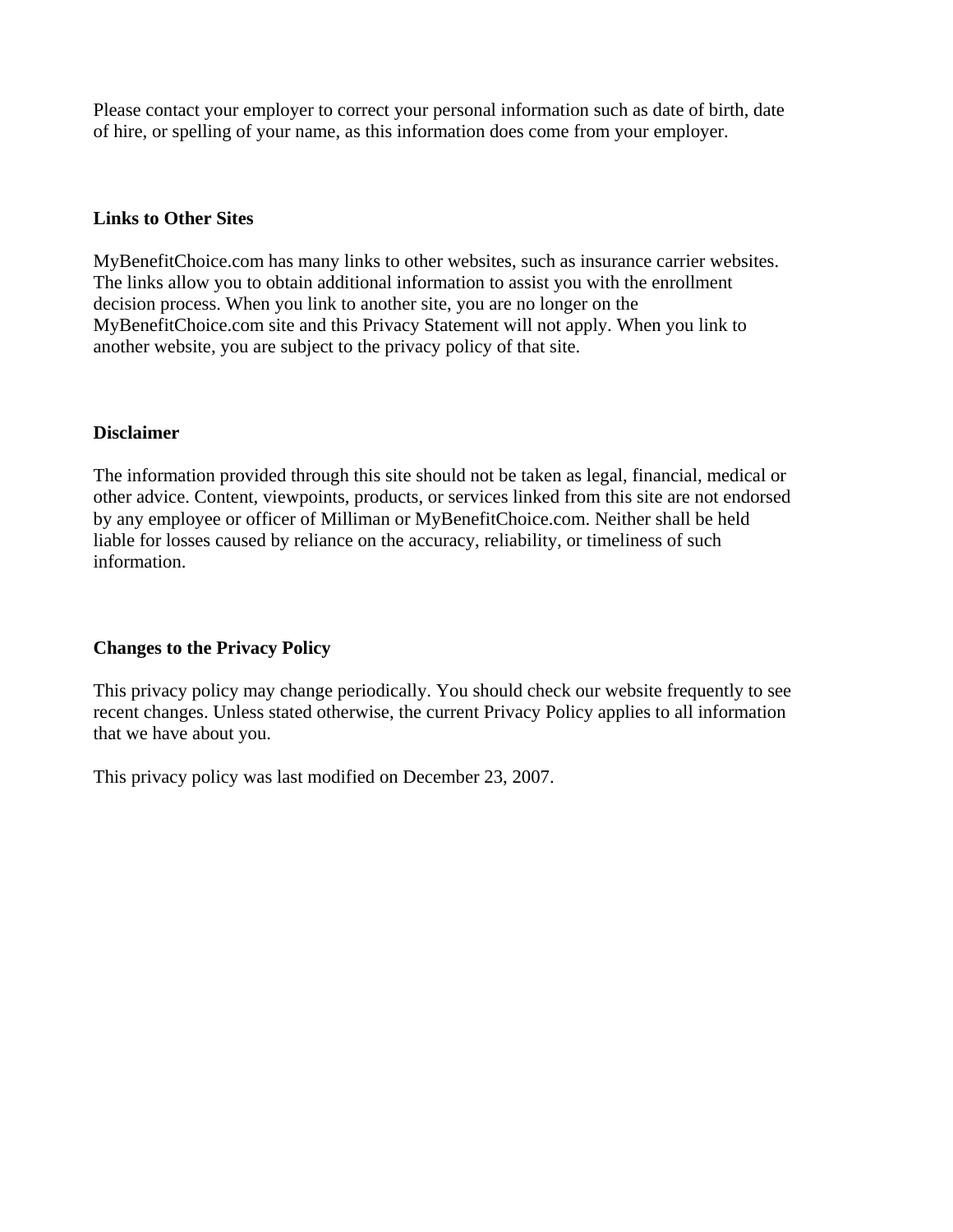Please contact your employer to correct your personal information such as date of birth, date of hire, or spelling of your name, as this information does come from your employer.

**Links to Other Sites**

MyBenefitChoice.com has many links to other websites, such as insurance carrier websites. The links allow you to obtain additional information to assist you with the enrollment decision process. When you link to another site, you are no longer on the MyBenefitChoice.com site and this Privacy Statement will not apply. When you link to another website, you are subject to the privacy policy of that site.

**Disclaimer**

The information provided through this site should not be taken as legal, financial, medical or other advice. Content, viewpoints, products, or services linked from this site are not endorsed by any employee or officer of Milliman or MyBenefitChoice.com. Neither shall be held liable for losses caused by reliance on the accuracy, reliability, or timeliness of such information.

**Changes to the Privacy Policy**

This privacy policy may change periodically. You should check our website frequently to see recent changes. Unless stated otherwise, the current Privacy Policy applies to all information that we have about you.

This privacy policy was last modified on December 23, 2007.